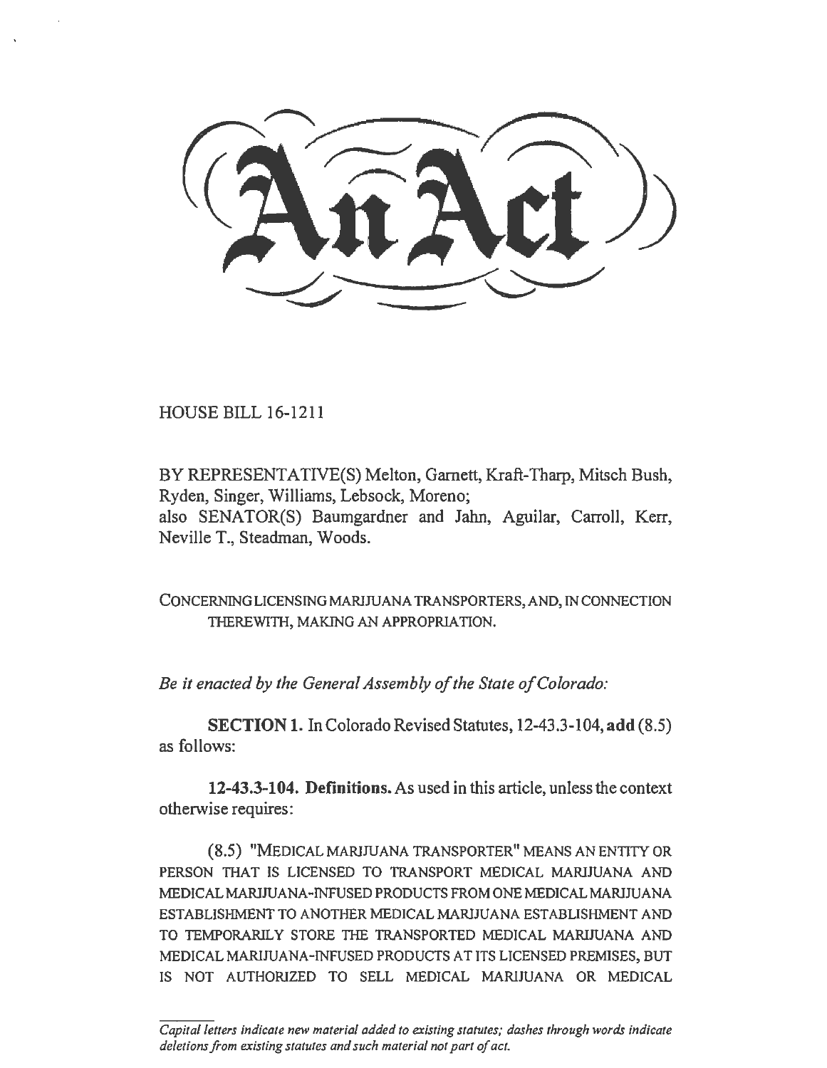# An Act

HOUSE BILL 16-1211

BY REPRESENTATIVE(S) Melton, Garnett, Kraft-Tharp, Mitsch Bush, Ryden, Singer, Williams, Lebsock, Moreno;
also SENATOR(S) Baumgardner and Jahn, Aguilar, Carroll, Kerr, Neville T., Steadman, Woods.

CONCERNING LICENSING MARIJUANA TRANSPORTERS, AND, IN CONNECTION THEREWITH, MAKING AN APPROPRIATION.

*Be it enacted by the General Assembly of the State of Colorado:*

**SECTION 1.** In Colorado Revised Statutes, 12-43.3-104, **add** (8.5) as follows:

**12-43.3-104. Definitions.** As used in this article, unless the context otherwise requires:

(8.5) "MEDICAL MARIJUANA TRANSPORTER" MEANS AN ENTITY OR PERSON THAT IS LICENSED TO TRANSPORT MEDICAL MARIJUANA AND MEDICAL MARIJUANA-INFUSED PRODUCTS FROM ONE MEDICAL MARIJUANA ESTABLISHMENT TO ANOTHER MEDICAL MARIJUANA ESTABLISHMENT AND TO TEMPORARILY STORE THE TRANSPORTED MEDICAL MARIJUANA AND MEDICAL MARIJUANA-INFUSED PRODUCTS AT ITS LICENSED PREMISES, BUT IS NOT AUTHORIZED TO SELL MEDICAL MARIJUANA OR MEDICAL

*Capital letters indicate new material added to existing statutes; dashes through words indicate deletions from existing statutes and such material not part of act.*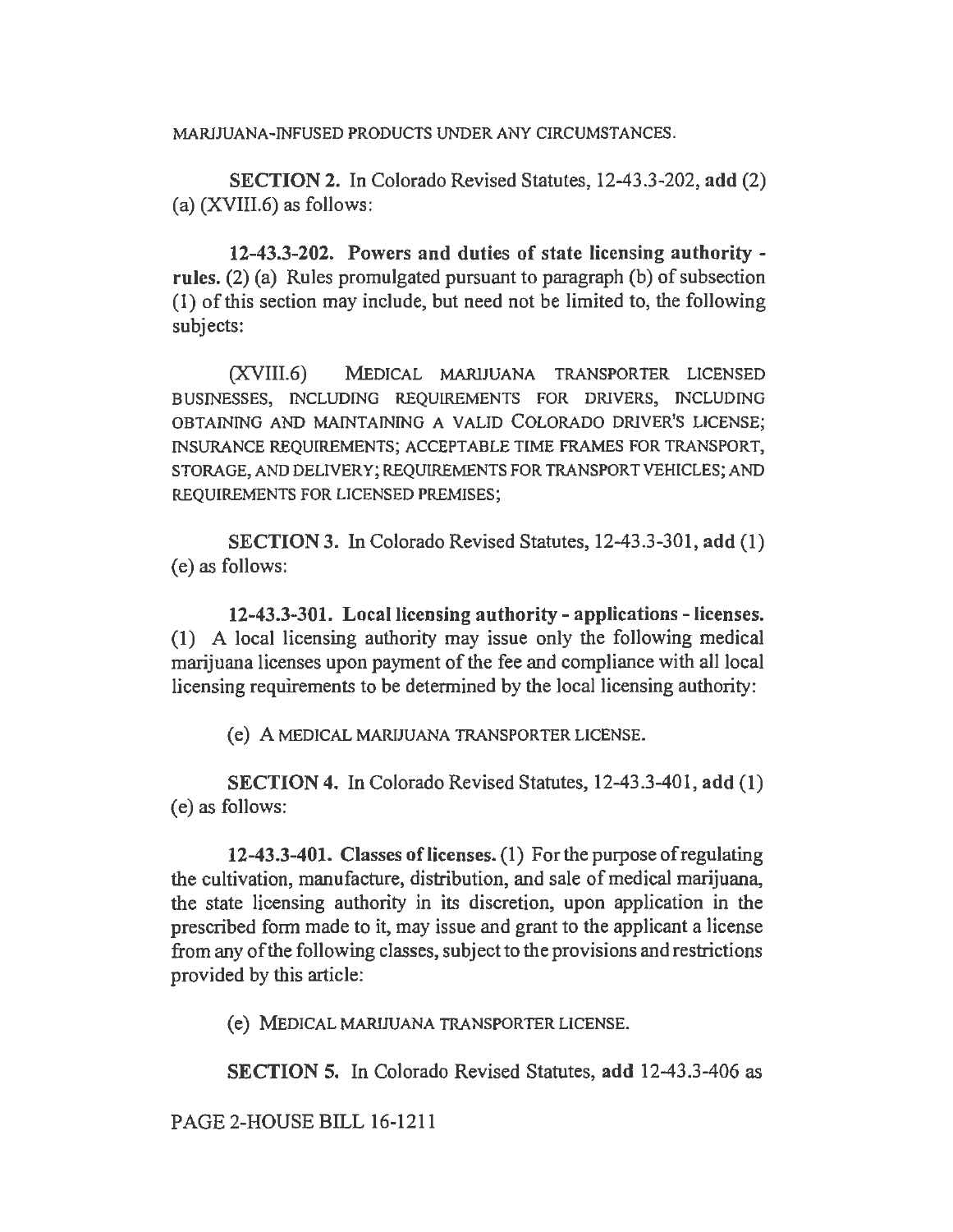MARIJUANA-INFUSED PRODUCTS UNDER ANY CIRCUMSTANCES.

**SECTION 2.** In Colorado Revised Statutes, 12-43.3-202, **add** (2) (a) (XVIII.6) as follows:

**12-43.3-202. Powers and duties of state licensing authority - rules.** (2) (a) Rules promulgated pursuant to paragraph (b) of subsection (1) of this section may include, but need not be limited to, the following subjects:

(XVIII.6) MEDICAL MARIJUANA TRANSPORTER LICENSED BUSINESSES, INCLUDING REQUIREMENTS FOR DRIVERS, INCLUDING OBTAINING AND MAINTAINING A VALID COLORADO DRIVER'S LICENSE; INSURANCE REQUIREMENTS; ACCEPTABLE TIME FRAMES FOR TRANSPORT, STORAGE, AND DELIVERY; REQUIREMENTS FOR TRANSPORT VEHICLES; AND REQUIREMENTS FOR LICENSED PREMISES;

**SECTION 3.** In Colorado Revised Statutes, 12-43.3-301, **add** (1) (e) as follows:

**12-43.3-301. Local licensing authority - applications - licenses.** (1) A local licensing authority may issue only the following medical marijuana licenses upon payment of the fee and compliance with all local licensing requirements to be determined by the local licensing authority:

(e) A MEDICAL MARIJUANA TRANSPORTER LICENSE.

**SECTION 4.** In Colorado Revised Statutes, 12-43.3-401, **add** (1) (e) as follows:

**12-43.3-401. Classes of licenses.** (1) For the purpose of regulating the cultivation, manufacture, distribution, and sale of medical marijuana, the state licensing authority in its discretion, upon application in the prescribed form made to it, may issue and grant to the applicant a license from any of the following classes, subject to the provisions and restrictions provided by this article:

(e) MEDICAL MARIJUANA TRANSPORTER LICENSE.

**SECTION 5.** In Colorado Revised Statutes, **add** 12-43.3-406 as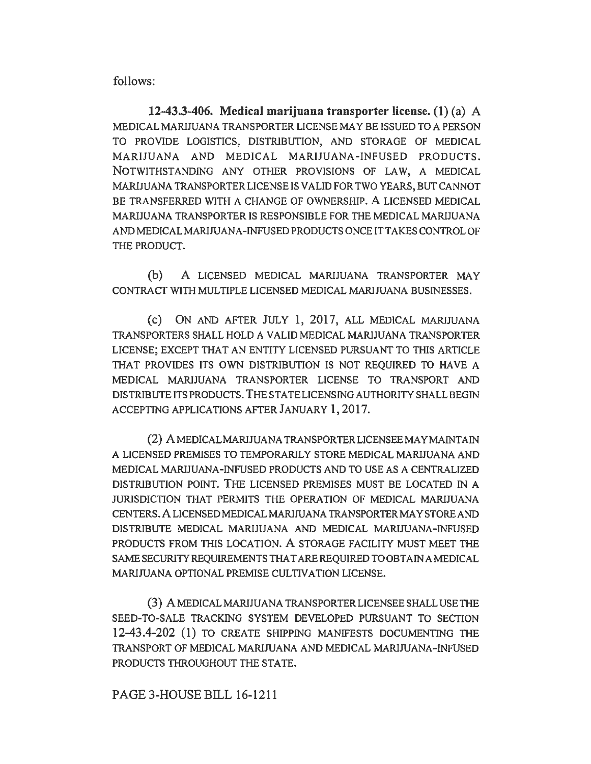follows:

**12-43.3-406. Medical marijuana transporter license.** (1) (a) A MEDICAL MARIJUANA TRANSPORTER LICENSE MAY BE ISSUED TO A PERSON TO PROVIDE LOGISTICS, DISTRIBUTION, AND STORAGE OF MEDICAL MARIJUANA AND MEDICAL MARIJUANA-INFUSED PRODUCTS. NOTWITHSTANDING ANY OTHER PROVISIONS OF LAW, A MEDICAL MARIJUANA TRANSPORTER LICENSE IS VALID FOR TWO YEARS, BUT CANNOT BE TRANSFERRED WITH A CHANGE OF OWNERSHIP. A LICENSED MEDICAL MARIJUANA TRANSPORTER IS RESPONSIBLE FOR THE MEDICAL MARIJUANA AND MEDICAL MARIJUANA-INFUSED PRODUCTS ONCE IT TAKES CONTROL OF THE PRODUCT.

(b) A LICENSED MEDICAL MARIJUANA TRANSPORTER MAY CONTRACT WITH MULTIPLE LICENSED MEDICAL MARIJUANA BUSINESSES.

(c) ON AND AFTER JULY 1, 2017, ALL MEDICAL MARIJUANA TRANSPORTERS SHALL HOLD A VALID MEDICAL MARIJUANA TRANSPORTER LICENSE; EXCEPT THAT AN ENTITY LICENSED PURSUANT TO THIS ARTICLE THAT PROVIDES ITS OWN DISTRIBUTION IS NOT REQUIRED TO HAVE A MEDICAL MARIJUANA TRANSPORTER LICENSE TO TRANSPORT AND DISTRIBUTE ITS PRODUCTS. THE STATE LICENSING AUTHORITY SHALL BEGIN ACCEPTING APPLICATIONS AFTER JANUARY 1, 2017.

(2) A MEDICAL MARIJUANA TRANSPORTER LICENSEE MAY MAINTAIN A LICENSED PREMISES TO TEMPORARILY STORE MEDICAL MARIJUANA AND MEDICAL MARIJUANA-INFUSED PRODUCTS AND TO USE AS A CENTRALIZED DISTRIBUTION POINT. THE LICENSED PREMISES MUST BE LOCATED IN A JURISDICTION THAT PERMITS THE OPERATION OF MEDICAL MARIJUANA CENTERS. A LICENSED MEDICAL MARIJUANA TRANSPORTER MAY STORE AND DISTRIBUTE MEDICAL MARIJUANA AND MEDICAL MARIJUANA-INFUSED PRODUCTS FROM THIS LOCATION. A STORAGE FACILITY MUST MEET THE SAME SECURITY REQUIREMENTS THAT ARE REQUIRED TO OBTAIN A MEDICAL MARIJUANA OPTIONAL PREMISE CULTIVATION LICENSE.

(3) A MEDICAL MARIJUANA TRANSPORTER LICENSEE SHALL USE THE SEED-TO-SALE TRACKING SYSTEM DEVELOPED PURSUANT TO SECTION 12-43.4-202 (1) TO CREATE SHIPPING MANIFESTS DOCUMENTING THE TRANSPORT OF MEDICAL MARIJUANA AND MEDICAL MARIJUANA-INFUSED PRODUCTS THROUGHOUT THE STATE.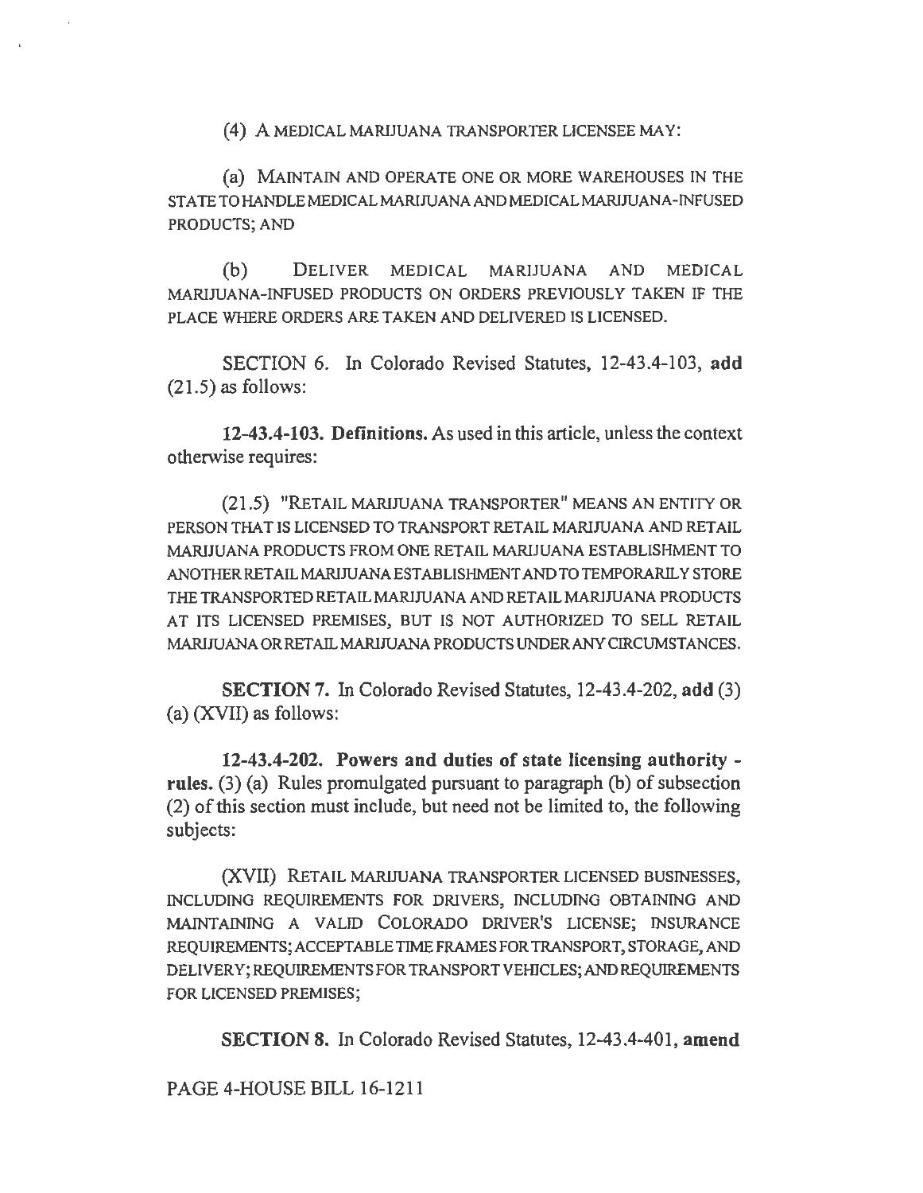(4) A MEDICAL MARIJUANA TRANSPORTER LICENSEE MAY:

(a) MAINTAIN AND OPERATE ONE OR MORE WAREHOUSES IN THE STATE TO HANDLE MEDICAL MARIJUANA AND MEDICAL MARIJUANA-INFUSED PRODUCTS; AND

(b) DELIVER MEDICAL MARIJUANA AND MEDICAL MARIJUANA-INFUSED PRODUCTS ON ORDERS PREVIOUSLY TAKEN IF THE PLACE WHERE ORDERS ARE TAKEN AND DELIVERED IS LICENSED.

SECTION 6. In Colorado Revised Statutes, 12-43.4-103, **add** (21.5) as follows:

**12-43.4-103. Definitions.** As used in this article, unless the context otherwise requires:

(21.5) "RETAIL MARIJUANA TRANSPORTER" MEANS AN ENTITY OR PERSON THAT IS LICENSED TO TRANSPORT RETAIL MARIJUANA AND RETAIL MARIJUANA PRODUCTS FROM ONE RETAIL MARIJUANA ESTABLISHMENT TO ANOTHER RETAIL MARIJUANA ESTABLISHMENT AND TO TEMPORARILY STORE THE TRANSPORTED RETAIL MARIJUANA AND RETAIL MARIJUANA PRODUCTS AT ITS LICENSED PREMISES, BUT IS NOT AUTHORIZED TO SELL RETAIL MARIJUANA OR RETAIL MARIJUANA PRODUCTS UNDER ANY CIRCUMSTANCES.

**SECTION 7.** In Colorado Revised Statutes, 12-43.4-202, **add** (3) (a) (XVII) as follows:

**12-43.4-202. Powers and duties of state licensing authority - rules.** (3) (a) Rules promulgated pursuant to paragraph (b) of subsection (2) of this section must include, but need not be limited to, the following subjects:

(XVII) RETAIL MARIJUANA TRANSPORTER LICENSED BUSINESSES, INCLUDING REQUIREMENTS FOR DRIVERS, INCLUDING OBTAINING AND MAINTAINING A VALID COLORADO DRIVER'S LICENSE; INSURANCE REQUIREMENTS; ACCEPTABLE TIME FRAMES FOR TRANSPORT, STORAGE, AND DELIVERY; REQUIREMENTS FOR TRANSPORT VEHICLES; AND REQUIREMENTS FOR LICENSED PREMISES;

**SECTION 8.** In Colorado Revised Statutes, 12-43.4-401, **amend**

PAGE 4-HOUSE BILL 16-1211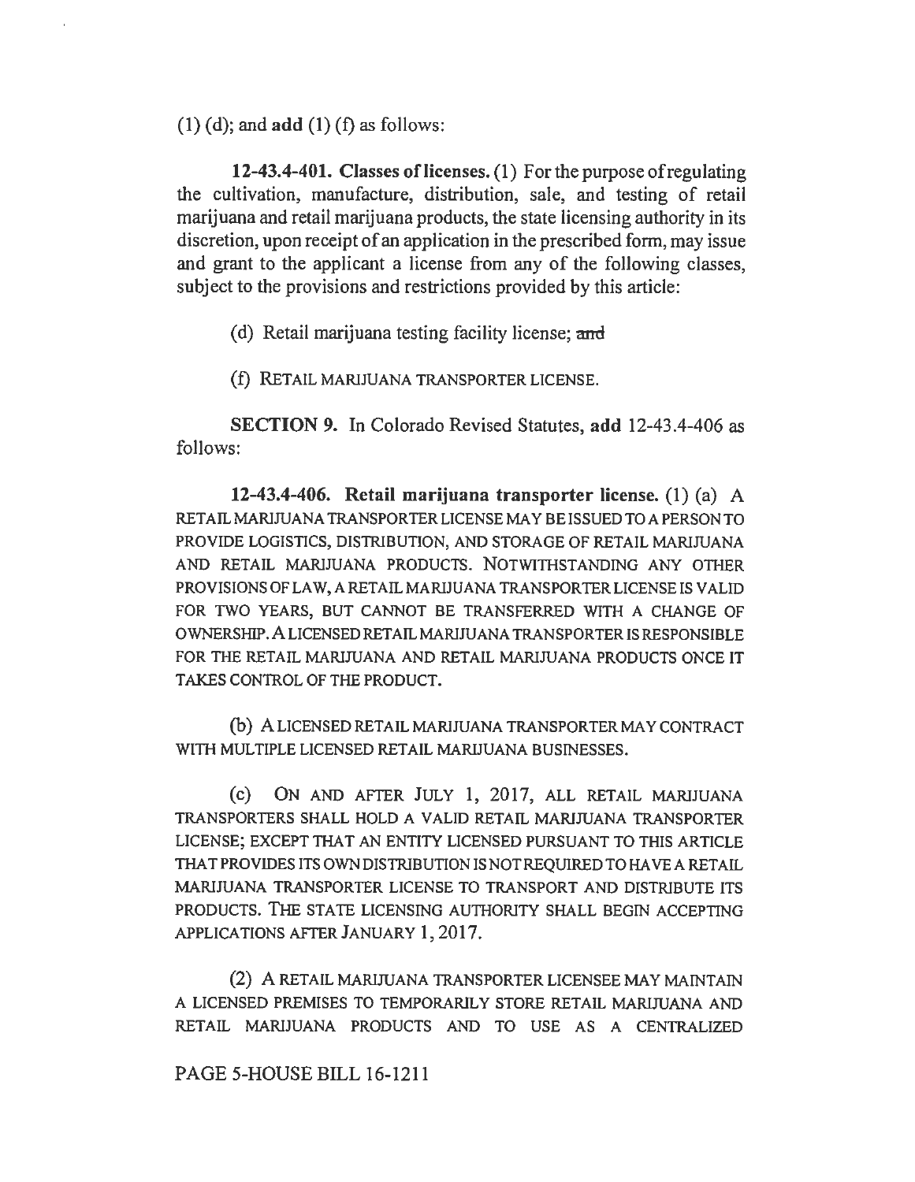(1) (d); and **add** (1) (f) as follows:

**12-43.4-401. Classes of licenses.** (1) For the purpose of regulating the cultivation, manufacture, distribution, sale, and testing of retail marijuana and retail marijuana products, the state licensing authority in its discretion, upon receipt of an application in the prescribed form, may issue and grant to the applicant a license from any of the following classes, subject to the provisions and restrictions provided by this article:

(d) Retail marijuana testing facility license; ~~and~~

(f) RETAIL MARIJUANA TRANSPORTER LICENSE.

**SECTION 9.** In Colorado Revised Statutes, **add** 12-43.4-406 as follows:

**12-43.4-406. Retail marijuana transporter license.** (1) (a) A RETAIL MARIJUANA TRANSPORTER LICENSE MAY BE ISSUED TO A PERSON TO PROVIDE LOGISTICS, DISTRIBUTION, AND STORAGE OF RETAIL MARIJUANA AND RETAIL MARIJUANA PRODUCTS. NOTWITHSTANDING ANY OTHER PROVISIONS OF LAW, A RETAIL MARIJUANA TRANSPORTER LICENSE IS VALID FOR TWO YEARS, BUT CANNOT BE TRANSFERRED WITH A CHANGE OF OWNERSHIP. A LICENSED RETAIL MARIJUANA TRANSPORTER IS RESPONSIBLE FOR THE RETAIL MARIJUANA AND RETAIL MARIJUANA PRODUCTS ONCE IT TAKES CONTROL OF THE PRODUCT.

(b) A LICENSED RETAIL MARIJUANA TRANSPORTER MAY CONTRACT WITH MULTIPLE LICENSED RETAIL MARIJUANA BUSINESSES.

(c) ON AND AFTER JULY 1, 2017, ALL RETAIL MARIJUANA TRANSPORTERS SHALL HOLD A VALID RETAIL MARIJUANA TRANSPORTER LICENSE; EXCEPT THAT AN ENTITY LICENSED PURSUANT TO THIS ARTICLE THAT PROVIDES ITS OWN DISTRIBUTION IS NOT REQUIRED TO HAVE A RETAIL MARIJUANA TRANSPORTER LICENSE TO TRANSPORT AND DISTRIBUTE ITS PRODUCTS. THE STATE LICENSING AUTHORITY SHALL BEGIN ACCEPTING APPLICATIONS AFTER JANUARY 1, 2017.

(2) A RETAIL MARIJUANA TRANSPORTER LICENSEE MAY MAINTAIN A LICENSED PREMISES TO TEMPORARILY STORE RETAIL MARIJUANA AND RETAIL MARIJUANA PRODUCTS AND TO USE AS A CENTRALIZED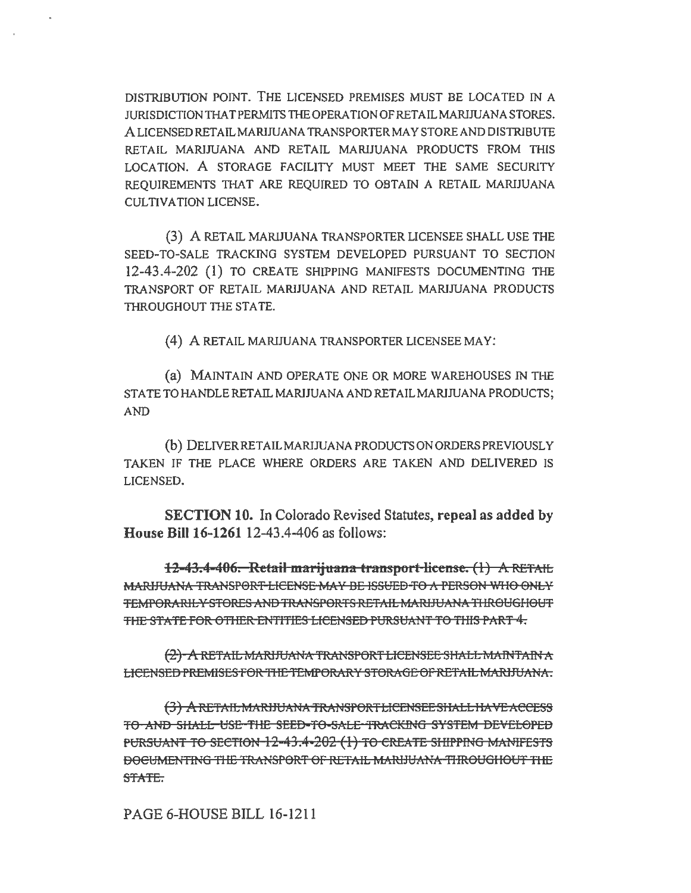DISTRIBUTION POINT. THE LICENSED PREMISES MUST BE LOCATED IN A JURISDICTION THAT PERMITS THE OPERATION OF RETAIL MARIJUANA STORES. A LICENSED RETAIL MARIJUANA TRANSPORTER MAY STORE AND DISTRIBUTE RETAIL MARIJUANA AND RETAIL MARIJUANA PRODUCTS FROM THIS LOCATION. A STORAGE FACILITY MUST MEET THE SAME SECURITY REQUIREMENTS THAT ARE REQUIRED TO OBTAIN A RETAIL MARIJUANA CULTIVATION LICENSE.

(3) A RETAIL MARIJUANA TRANSPORTER LICENSEE SHALL USE THE SEED-TO-SALE TRACKING SYSTEM DEVELOPED PURSUANT TO SECTION 12-43.4-202 (1) TO CREATE SHIPPING MANIFESTS DOCUMENTING THE TRANSPORT OF RETAIL MARIJUANA AND RETAIL MARIJUANA PRODUCTS THROUGHOUT THE STATE.

(4) A RETAIL MARIJUANA TRANSPORTER LICENSEE MAY:

(a) MAINTAIN AND OPERATE ONE OR MORE WAREHOUSES IN THE STATE TO HANDLE RETAIL MARIJUANA AND RETAIL MARIJUANA PRODUCTS; AND

(b) DELIVER RETAIL MARIJUANA PRODUCTS ON ORDERS PREVIOUSLY TAKEN IF THE PLACE WHERE ORDERS ARE TAKEN AND DELIVERED IS LICENSED.

**SECTION 10.** In Colorado Revised Statutes, **repeal as added by House Bill 16-1261** 12-43.4-406 as follows:

~~**12-43.4-406. Retail marijuana transport license.** (1) A RETAIL MARIJUANA TRANSPORT LICENSE MAY BE ISSUED TO A PERSON WHO ONLY TEMPORARILY STORES AND TRANSPORTS RETAIL MARIJUANA THROUGHOUT THE STATE FOR OTHER ENTITIES LICENSED PURSUANT TO THIS PART 4.~~

~~(2) A RETAIL MARIJUANA TRANSPORT LICENSEE SHALL MAINTAIN A LICENSED PREMISES FOR THE TEMPORARY STORAGE OF RETAIL MARIJUANA.~~

~~(3) A RETAIL MARIJUANA TRANSPORT LICENSEE SHALL HAVE ACCESS TO AND SHALL USE THE SEED-TO-SALE TRACKING SYSTEM DEVELOPED PURSUANT TO SECTION 12-43.4-202 (1) TO CREATE SHIPPING MANIFESTS DOCUMENTING THE TRANSPORT OF RETAIL MARIJUANA THROUGHOUT THE STATE.~~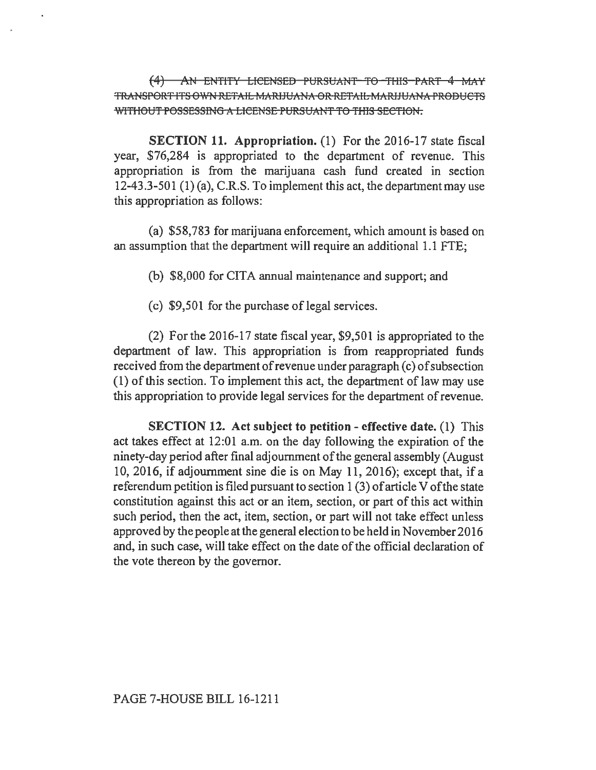~~(4) AN ENTITY LICENSED PURSUANT TO THIS PART 4 MAY TRANSPORT ITS OWN RETAIL MARIJUANA OR RETAIL MARIJUANA PRODUCTS WITHOUT POSSESSING A LICENSE PURSUANT TO THIS SECTION.~~

**SECTION 11. Appropriation.** (1) For the 2016-17 state fiscal year, $76,284 is appropriated to the department of revenue. This appropriation is from the marijuana cash fund created in section 12-43.3-501 (1) (a), C.R.S. To implement this act, the department may use this appropriation as follows:

(a) $58,783 for marijuana enforcement, which amount is based on an assumption that the department will require an additional 1.1 FTE;

(b) $8,000 for CITA annual maintenance and support; and

(c) $9,501 for the purchase of legal services.

(2) For the 2016-17 state fiscal year, $9,501 is appropriated to the department of law. This appropriation is from reappropriated funds received from the department of revenue under paragraph (c) of subsection (1) of this section. To implement this act, the department of law may use this appropriation to provide legal services for the department of revenue.

**SECTION 12. Act subject to petition - effective date.** (1) This act takes effect at 12:01 a.m. on the day following the expiration of the ninety-day period after final adjournment of the general assembly (August 10, 2016, if adjournment sine die is on May 11, 2016); except that, if a referendum petition is filed pursuant to section 1 (3) of article V of the state constitution against this act or an item, section, or part of this act within such period, then the act, item, section, or part will not take effect unless approved by the people at the general election to be held in November 2016 and, in such case, will take effect on the date of the official declaration of the vote thereon by the governor.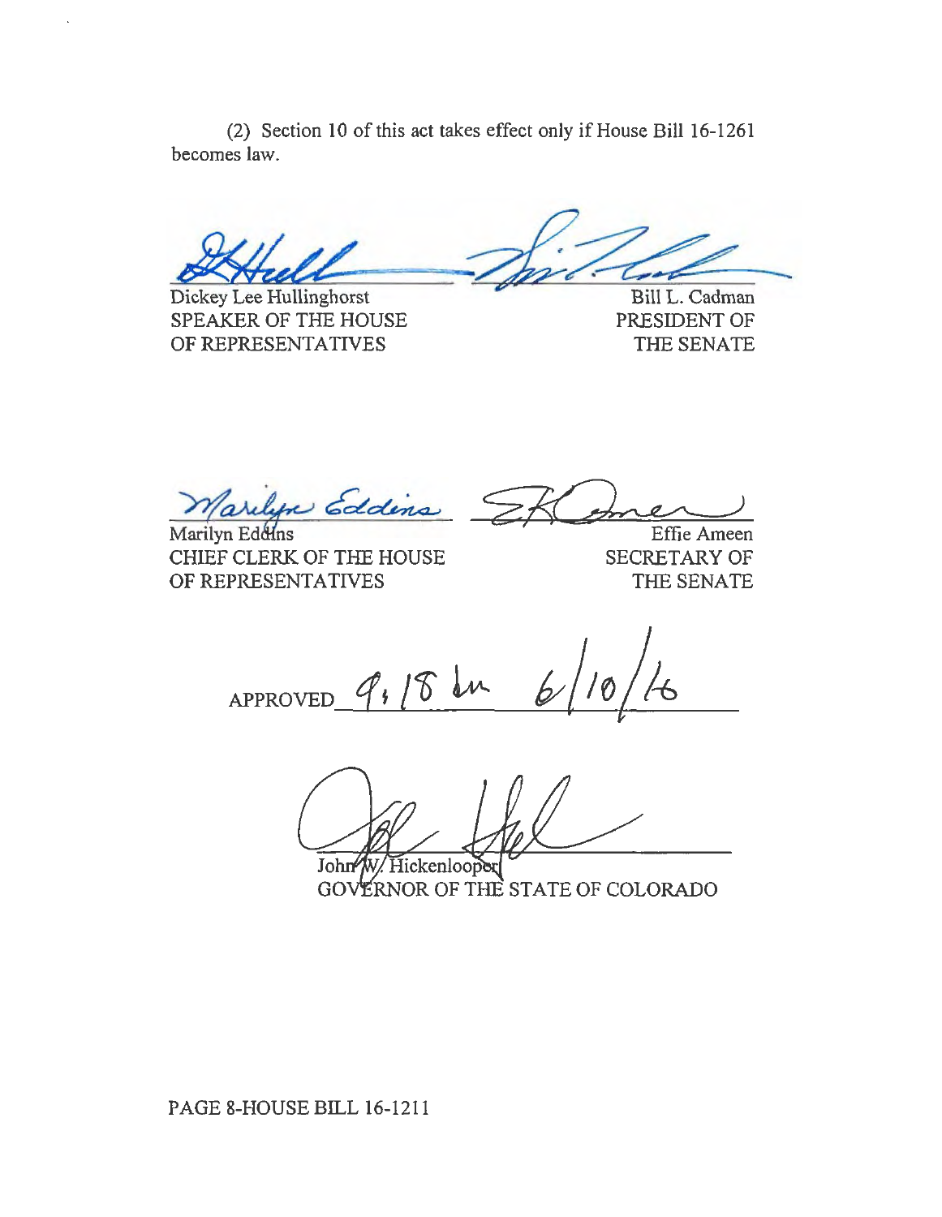(2) Section 10 of this act takes effect only if House Bill 16-1261 becomes law.

Dickey Lee Hullinghorst
SPEAKER OF THE HOUSE
OF REPRESENTATIVES

Bill L. Cadman
PRESIDENT OF
THE SENATE

Marilyn Eddins
CHIEF CLERK OF THE HOUSE
OF REPRESENTATIVES

Effie Ameen
SECRETARY OF
THE SENATE

APPROVED 9:18 am 6/10/16

John W. Hickenlooper
GOVERNOR OF THE STATE OF COLORADO

PAGE 8-HOUSE BILL 16-1211